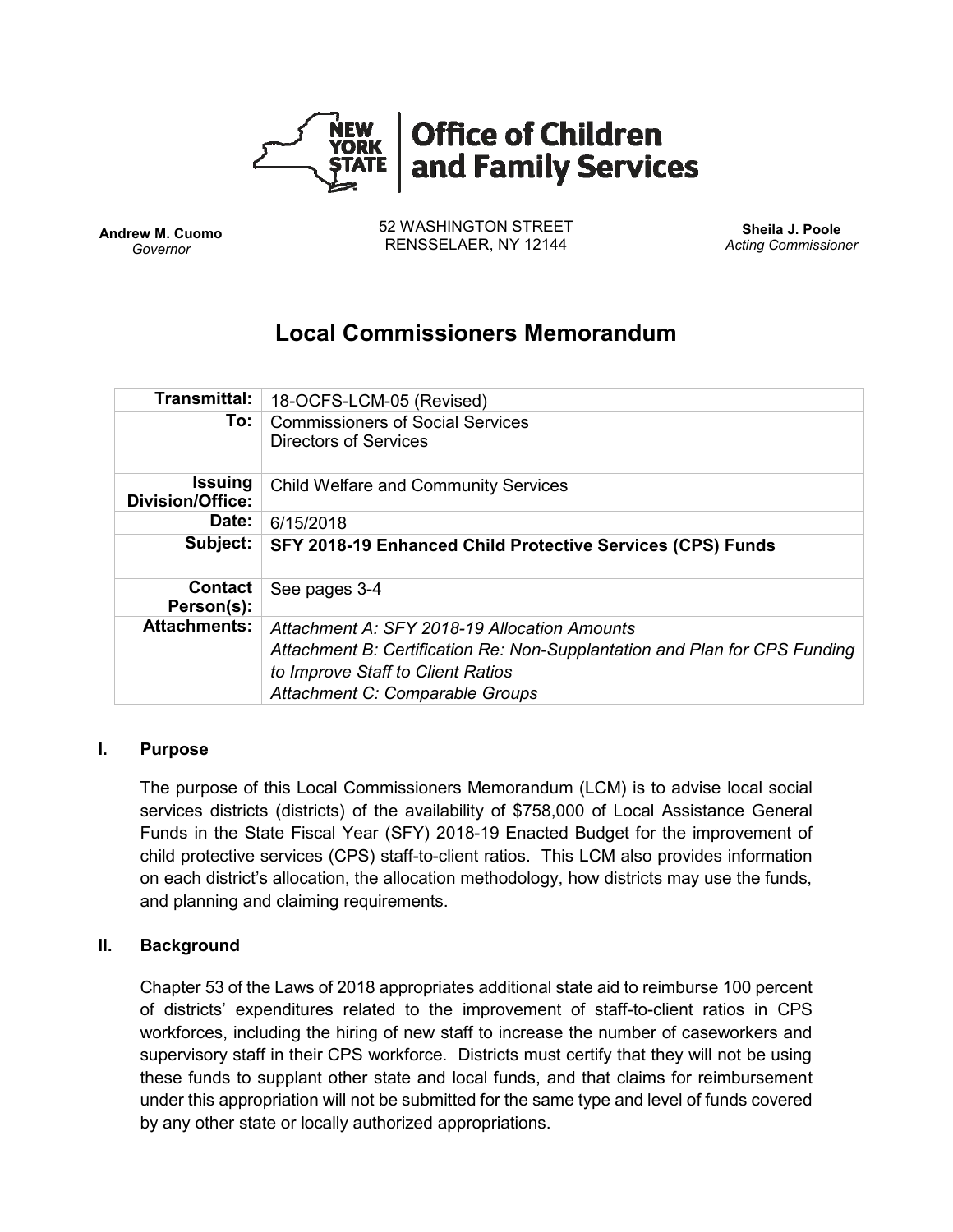**New York State | Office of Children and Family Services**

**Andrew M. Cuomo**
*Governor*

52 WASHINGTON STREET
RENSSELAER, NY 12144

**Sheila J. Poole**
*Acting Commissioner*

# Local Commissioners Memorandum

| | |
|---|---|
| **Transmittal:** | 18-OCFS-LCM-05 (Revised) |
| **To:** | Commissioners of Social Services<br>Directors of Services |
| **Issuing Division/Office:** | Child Welfare and Community Services |
| **Date:** | 6/15/2018 |
| **Subject:** | **SFY 2018-19 Enhanced Child Protective Services (CPS) Funds** |
| **Contact Person(s):** | See pages 3-4 |
| **Attachments:** | *Attachment A: SFY 2018-19 Allocation Amounts*<br>*Attachment B: Certification Re: Non-Supplantation and Plan for CPS Funding to Improve Staff to Client Ratios*<br>*Attachment C: Comparable Groups* |

## I. Purpose

The purpose of this Local Commissioners Memorandum (LCM) is to advise local social services districts (districts) of the availability of $758,000 of Local Assistance General Funds in the State Fiscal Year (SFY) 2018-19 Enacted Budget for the improvement of child protective services (CPS) staff-to-client ratios. This LCM also provides information on each district's allocation, the allocation methodology, how districts may use the funds, and planning and claiming requirements.

## II. Background

Chapter 53 of the Laws of 2018 appropriates additional state aid to reimburse 100 percent of districts' expenditures related to the improvement of staff-to-client ratios in CPS workforces, including the hiring of new staff to increase the number of caseworkers and supervisory staff in their CPS workforce. Districts must certify that they will not be using these funds to supplant other state and local funds, and that claims for reimbursement under this appropriation will not be submitted for the same type and level of funds covered by any other state or locally authorized appropriations.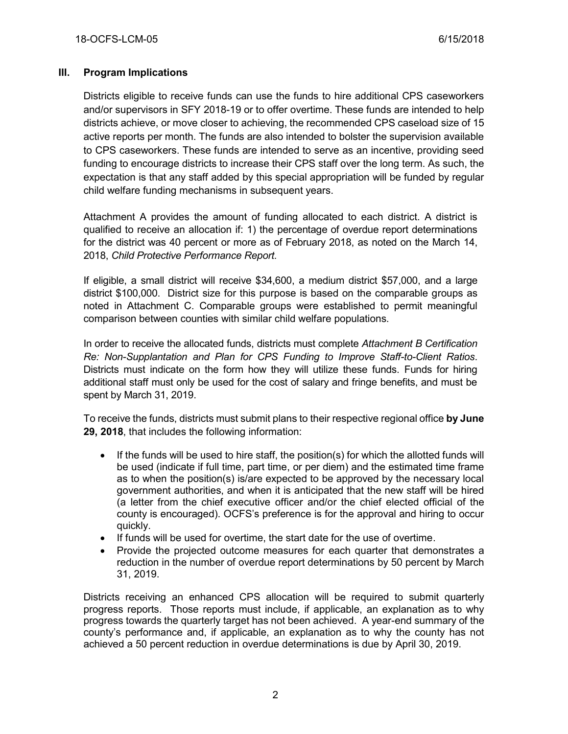## III. Program Implications

Districts eligible to receive funds can use the funds to hire additional CPS caseworkers and/or supervisors in SFY 2018-19 or to offer overtime. These funds are intended to help districts achieve, or move closer to achieving, the recommended CPS caseload size of 15 active reports per month. The funds are also intended to bolster the supervision available to CPS caseworkers. These funds are intended to serve as an incentive, providing seed funding to encourage districts to increase their CPS staff over the long term. As such, the expectation is that any staff added by this special appropriation will be funded by regular child welfare funding mechanisms in subsequent years.

Attachment A provides the amount of funding allocated to each district. A district is qualified to receive an allocation if: 1) the percentage of overdue report determinations for the district was 40 percent or more as of February 2018, as noted on the March 14, 2018, *Child Protective Performance Report.*

If eligible, a small district will receive $34,600, a medium district $57,000, and a large district $100,000. District size for this purpose is based on the comparable groups as noted in Attachment C. Comparable groups were established to permit meaningful comparison between counties with similar child welfare populations.

In order to receive the allocated funds, districts must complete *Attachment B Certification Re: Non-Supplantation and Plan for CPS Funding to Improve Staff-to-Client Ratios*. Districts must indicate on the form how they will utilize these funds. Funds for hiring additional staff must only be used for the cost of salary and fringe benefits, and must be spent by March 31, 2019.

To receive the funds, districts must submit plans to their respective regional office **by June 29, 2018**, that includes the following information:

- If the funds will be used to hire staff, the position(s) for which the allotted funds will be used (indicate if full time, part time, or per diem) and the estimated time frame as to when the position(s) is/are expected to be approved by the necessary local government authorities, and when it is anticipated that the new staff will be hired (a letter from the chief executive officer and/or the chief elected official of the county is encouraged). OCFS's preference is for the approval and hiring to occur quickly.
- If funds will be used for overtime, the start date for the use of overtime.
- Provide the projected outcome measures for each quarter that demonstrates a reduction in the number of overdue report determinations by 50 percent by March 31, 2019.

Districts receiving an enhanced CPS allocation will be required to submit quarterly progress reports. Those reports must include, if applicable, an explanation as to why progress towards the quarterly target has not been achieved. A year-end summary of the county's performance and, if applicable, an explanation as to why the county has not achieved a 50 percent reduction in overdue determinations is due by April 30, 2019.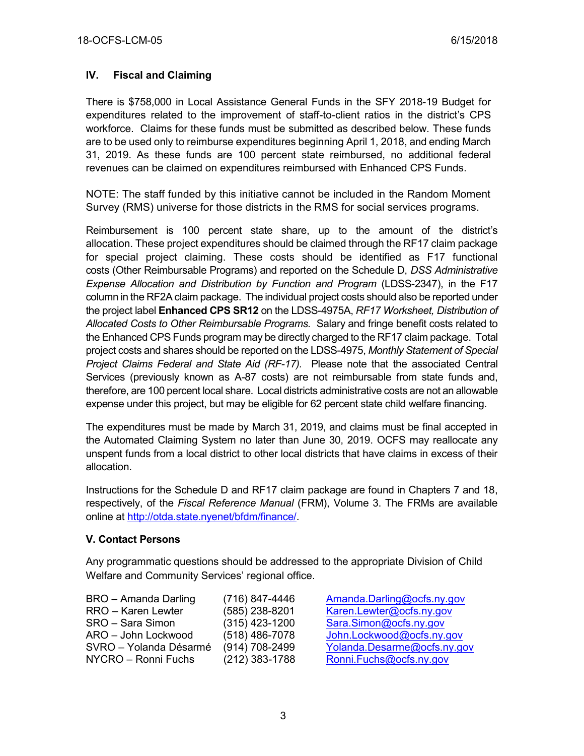## IV. Fiscal and Claiming

There is $758,000 in Local Assistance General Funds in the SFY 2018-19 Budget for expenditures related to the improvement of staff-to-client ratios in the district's CPS workforce. Claims for these funds must be submitted as described below. These funds are to be used only to reimburse expenditures beginning April 1, 2018, and ending March 31, 2019. As these funds are 100 percent state reimbursed, no additional federal revenues can be claimed on expenditures reimbursed with Enhanced CPS Funds.

NOTE: The staff funded by this initiative cannot be included in the Random Moment Survey (RMS) universe for those districts in the RMS for social services programs.

Reimbursement is 100 percent state share, up to the amount of the district's allocation. These project expenditures should be claimed through the RF17 claim package for special project claiming. These costs should be identified as F17 functional costs (Other Reimbursable Programs) and reported on the Schedule D, *DSS Administrative Expense Allocation and Distribution by Function and Program* (LDSS-2347), in the F17 column in the RF2A claim package. The individual project costs should also be reported under the project label **Enhanced CPS SR12** on the LDSS-4975A, *RF17 Worksheet, Distribution of Allocated Costs to Other Reimbursable Programs.* Salary and fringe benefit costs related to the Enhanced CPS Funds program may be directly charged to the RF17 claim package. Total project costs and shares should be reported on the LDSS-4975, *Monthly Statement of Special Project Claims Federal and State Aid (RF-17).* Please note that the associated Central Services (previously known as A-87 costs) are not reimbursable from state funds and, therefore, are 100 percent local share. Local districts administrative costs are not an allowable expense under this project, but may be eligible for 62 percent state child welfare financing.

The expenditures must be made by March 31, 2019, and claims must be final accepted in the Automated Claiming System no later than June 30, 2019. OCFS may reallocate any unspent funds from a local district to other local districts that have claims in excess of their allocation.

Instructions for the Schedule D and RF17 claim package are found in Chapters 7 and 18, respectively, of the *Fiscal Reference Manual* (FRM), Volume 3. The FRMs are available online at http://otda.state.nyenet/bfdm/finance/.

## V. Contact Persons

Any programmatic questions should be addressed to the appropriate Division of Child Welfare and Community Services' regional office.

| | | |
|---|---|---|
| BRO – Amanda Darling | (716) 847-4446 | Amanda.Darling@ocfs.ny.gov |
| RRO – Karen Lewter | (585) 238-8201 | Karen.Lewter@ocfs.ny.gov |
| SRO – Sara Simon | (315) 423-1200 | Sara.Simon@ocfs.ny.gov |
| ARO – John Lockwood | (518) 486-7078 | John.Lockwood@ocfs.ny.gov |
| SVRO – Yolanda Désarmé | (914) 708-2499 | Yolanda.Desarme@ocfs.ny.gov |
| NYCRO – Ronni Fuchs | (212) 383-1788 | Ronni.Fuchs@ocfs.ny.gov |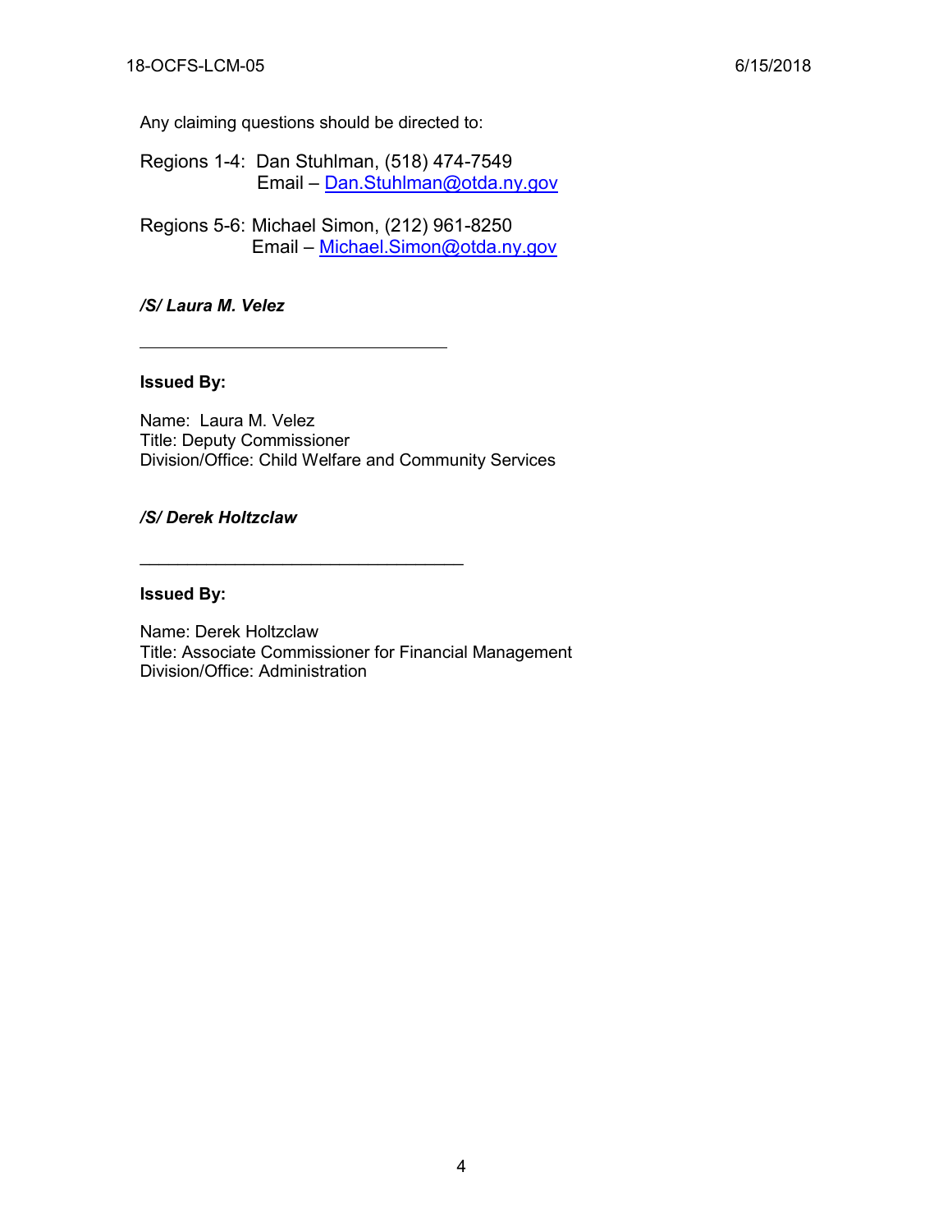Any claiming questions should be directed to:

Regions 1-4: Dan Stuhlman, (518) 474-7549
Email – Dan.Stuhlman@otda.ny.gov

Regions 5-6: Michael Simon, (212) 961-8250
Email – Michael.Simon@otda.ny.gov

***/S/ Laura M. Velez***

\_\_\_\_\_\_\_\_\_\_\_\_\_\_\_\_\_\_\_\_\_\_\_\_\_\_\_\_\_\_\_\_

**Issued By:**

Name: Laura M. Velez
Title: Deputy Commissioner
Division/Office: Child Welfare and Community Services

***/S/ Derek Holtzclaw***

\_\_\_\_\_\_\_\_\_\_\_\_\_\_\_\_\_\_\_\_\_\_\_\_\_\_\_\_\_\_\_\_

**Issued By:**

Name: Derek Holtzclaw
Title: Associate Commissioner for Financial Management
Division/Office: Administration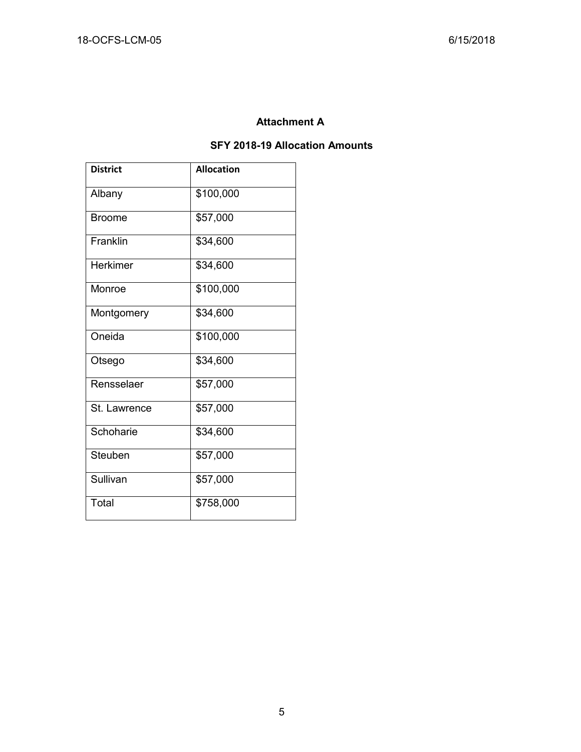## Attachment A

### SFY 2018-19 Allocation Amounts

| District | Allocation |
|---|---|
| Albany | $100,000 |
| Broome | $57,000 |
| Franklin | $34,600 |
| Herkimer | $34,600 |
| Monroe | $100,000 |
| Montgomery | $34,600 |
| Oneida | $100,000 |
| Otsego | $34,600 |
| Rensselaer | $57,000 |
| St. Lawrence | $57,000 |
| Schoharie | $34,600 |
| Steuben | $57,000 |
| Sullivan | $57,000 |
| Total | $758,000 |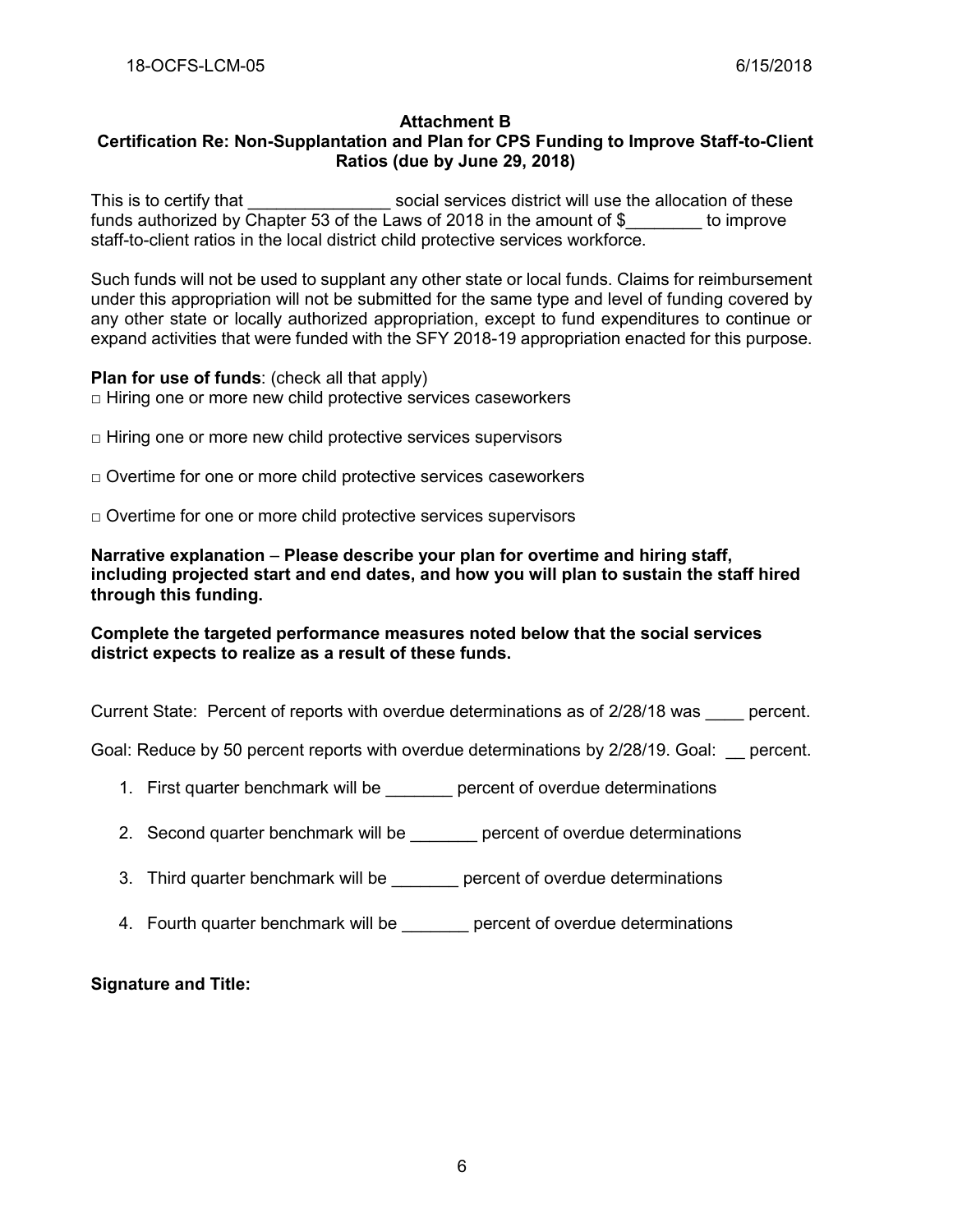**Attachment B**

**Certification Re: Non-Supplantation and Plan for CPS Funding to Improve Staff-to-Client Ratios (due by June 29, 2018)**

This is to certify that _______________ social services district will use the allocation of these funds authorized by Chapter 53 of the Laws of 2018 in the amount of $________ to improve staff-to-client ratios in the local district child protective services workforce.

Such funds will not be used to supplant any other state or local funds. Claims for reimbursement under this appropriation will not be submitted for the same type and level of funding covered by any other state or locally authorized appropriation, except to fund expenditures to continue or expand activities that were funded with the SFY 2018-19 appropriation enacted for this purpose.

**Plan for use of funds**: (check all that apply)

□ Hiring one or more new child protective services caseworkers

□ Hiring one or more new child protective services supervisors

□ Overtime for one or more child protective services caseworkers

□ Overtime for one or more child protective services supervisors

**Narrative explanation** – **Please describe your plan for overtime and hiring staff, including projected start and end dates, and how you will plan to sustain the staff hired through this funding.**

**Complete the targeted performance measures noted below that the social services district expects to realize as a result of these funds.**

Current State: Percent of reports with overdue determinations as of 2/28/18 was ____ percent.

Goal: Reduce by 50 percent reports with overdue determinations by 2/28/19. Goal: __ percent.

1. First quarter benchmark will be _______ percent of overdue determinations
2. Second quarter benchmark will be _______ percent of overdue determinations
3. Third quarter benchmark will be _______ percent of overdue determinations
4. Fourth quarter benchmark will be _______ percent of overdue determinations

**Signature and Title:**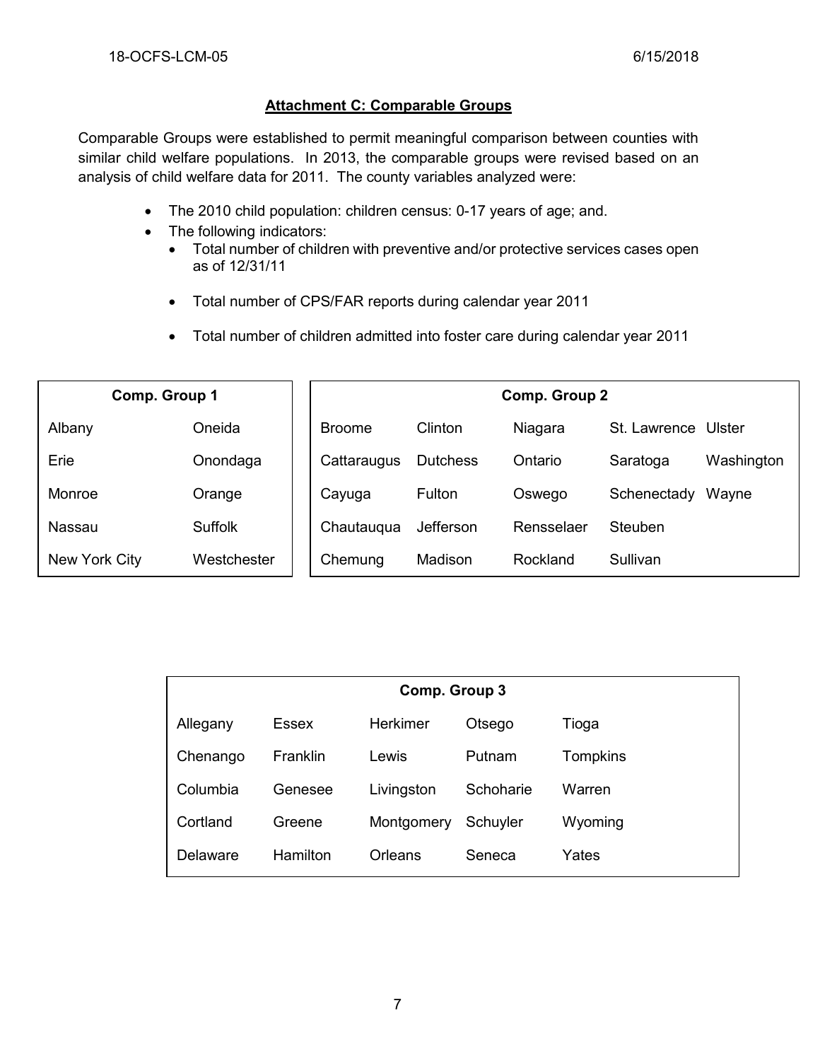## Attachment C: Comparable Groups

Comparable Groups were established to permit meaningful comparison between counties with similar child welfare populations. In 2013, the comparable groups were revised based on an analysis of child welfare data for 2011. The county variables analyzed were:

- The 2010 child population: children census: 0-17 years of age; and.
- The following indicators:
  - Total number of children with preventive and/or protective services cases open as of 12/31/11
  - Total number of CPS/FAR reports during calendar year 2011
  - Total number of children admitted into foster care during calendar year 2011

| Comp. Group 1 | |
|---|---|
| Albany | Oneida |
| Erie | Onondaga |
| Monroe | Orange |
| Nassau | Suffolk |
| New York City | Westchester |

| Comp. Group 2 | | | | |
|---|---|---|---|---|
| Broome | Clinton | Niagara | St. Lawrence | Ulster |
| Cattaraugus | Dutchess | Ontario | Saratoga | Washington |
| Cayuga | Fulton | Oswego | Schenectady | Wayne |
| Chautauqua | Jefferson | Rensselaer | Steuben | |
| Chemung | Madison | Rockland | Sullivan | |

| Comp. Group 3 | | | | |
|---|---|---|---|---|
| Allegany | Essex | Herkimer | Otsego | Tioga |
| Chenango | Franklin | Lewis | Putnam | Tompkins |
| Columbia | Genesee | Livingston | Schoharie | Warren |
| Cortland | Greene | Montgomery | Schuyler | Wyoming |
| Delaware | Hamilton | Orleans | Seneca | Yates |